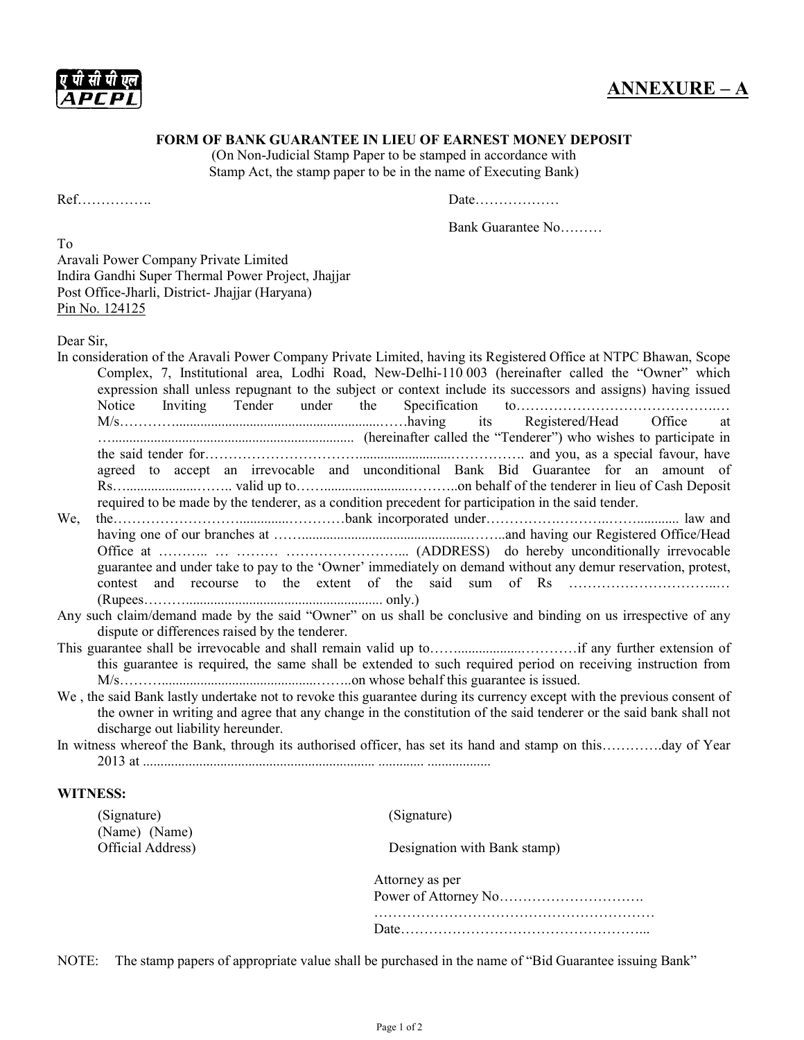ए पी सी पी एल
APCPL

## ANNEXURE – A

**FORM OF BANK GUARANTEE IN LIEU OF EARNEST MONEY DEPOSIT**
(On Non-Judicial Stamp Paper to be stamped in accordance with Stamp Act, the stamp paper to be in the name of Executing Bank)

Ref……………. Date………………

Bank Guarantee No………

To
Aravali Power Company Private Limited
Indira Gandhi Super Thermal Power Project, Jhajjar
Post Office-Jharli, District- Jhajjar (Haryana)
Pin No. 124125

Dear Sir,

In consideration of the Aravali Power Company Private Limited, having its Registered Office at NTPC Bhawan, Scope Complex, 7, Institutional area, Lodhi Road, New-Delhi-110 003 (hereinafter called the "Owner" which expression shall unless repugnant to the subject or context include its successors and assigns) having issued Notice Inviting Tender under the Specification to…………………………………….… M/s…………...........................................................……having its Registered/Head Office at …................................................................... (hereinafter called the "Tenderer") who wishes to participate in the said tender for…………………………..........................……………. and you, as a special favour, have agreed to accept an irrevocable and unconditional Bank Bid Guarantee for an amount of Rs…....................…….. valid up to……........................………..on behalf of the tenderer in lieu of Cash Deposit required to be made by the tenderer, as a condition precedent for participation in the said tender.

We, the……………………..............…………bank incorporated under…………….………..……........... law and having one of our branches at ……...............................................……..and having our Registered Office/Head Office at ……….. … ……… ……………………... (ADDRESS) do hereby unconditionally irrevocable guarantee and under take to pay to the 'Owner' immediately on demand without any demur reservation, protest, contest and recourse to the extent of the said sum of Rs …………………………..… (Rupees………........................................................ only.)

Any such claim/demand made by the said "Owner" on us shall be conclusive and binding on us irrespective of any dispute or differences raised by the tenderer.

This guarantee shall be irrevocable and shall remain valid up to……..................…………if any further extension of this guarantee is required, the same shall be extended to such required period on receiving instruction from M/s……….........................................……..on whose behalf this guarantee is issued.

We , the said Bank lastly undertake not to revoke this guarantee during its currency except with the previous consent of the owner in writing and agree that any change in the constitution of the said tenderer or the said bank shall not discharge out liability hereunder.

In witness whereof the Bank, through its authorised officer, has set its hand and stamp on this………….day of Year 2013 at ................................................................ ............. ..................

**WITNESS:**

(Signature)
(Name) (Name)
Official Address)

(Signature)

Designation with Bank stamp)

Attorney as per
Power of Attorney No………………………….
……………………………………………………
Date……………………………………………...

NOTE: The stamp papers of appropriate value shall be purchased in the name of "Bid Guarantee issuing Bank"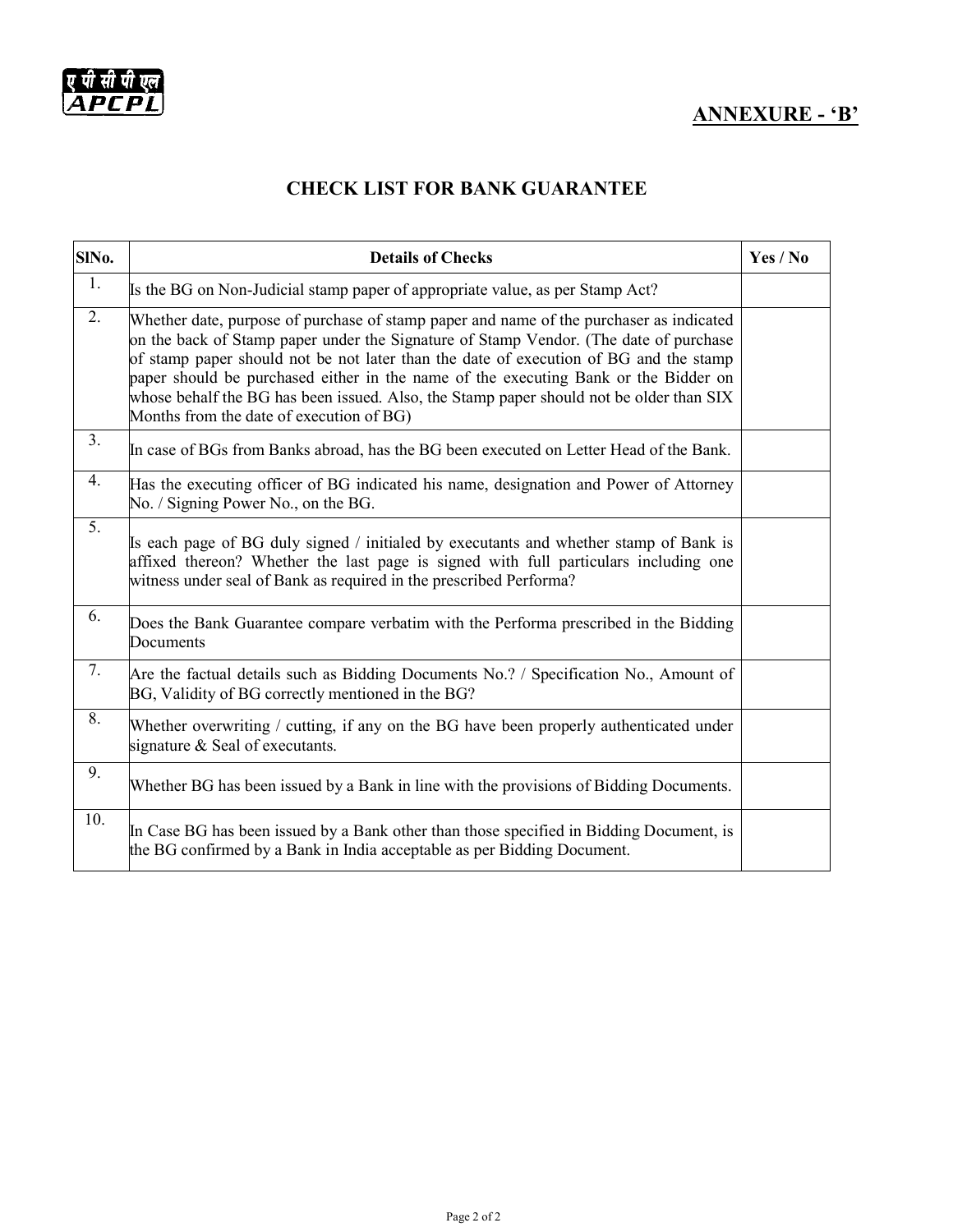ए पी सी पी एल
APCPL

**ANNEXURE - 'B'**

## CHECK LIST FOR BANK GUARANTEE

| SlNo. | Details of Checks | Yes / No |
|---|---|---|
| 1. | Is the BG on Non-Judicial stamp paper of appropriate value, as per Stamp Act? | |
| 2. | Whether date, purpose of purchase of stamp paper and name of the purchaser as indicated on the back of Stamp paper under the Signature of Stamp Vendor. (The date of purchase of stamp paper should not be not later than the date of execution of BG and the stamp paper should be purchased either in the name of the executing Bank or the Bidder on whose behalf the BG has been issued. Also, the Stamp paper should not be older than SIX Months from the date of execution of BG) | |
| 3. | In case of BGs from Banks abroad, has the BG been executed on Letter Head of the Bank. | |
| 4. | Has the executing officer of BG indicated his name, designation and Power of Attorney No. / Signing Power No., on the BG. | |
| 5. | Is each page of BG duly signed / initialed by executants and whether stamp of Bank is affixed thereon? Whether the last page is signed with full particulars including one witness under seal of Bank as required in the prescribed Performa? | |
| 6. | Does the Bank Guarantee compare verbatim with the Performa prescribed in the Bidding Documents | |
| 7. | Are the factual details such as Bidding Documents No.? / Specification No., Amount of BG, Validity of BG correctly mentioned in the BG? | |
| 8. | Whether overwriting / cutting, if any on the BG have been properly authenticated under signature & Seal of executants. | |
| 9. | Whether BG has been issued by a Bank in line with the provisions of Bidding Documents. | |
| 10. | In Case BG has been issued by a Bank other than those specified in Bidding Document, is the BG confirmed by a Bank in India acceptable as per Bidding Document. | |